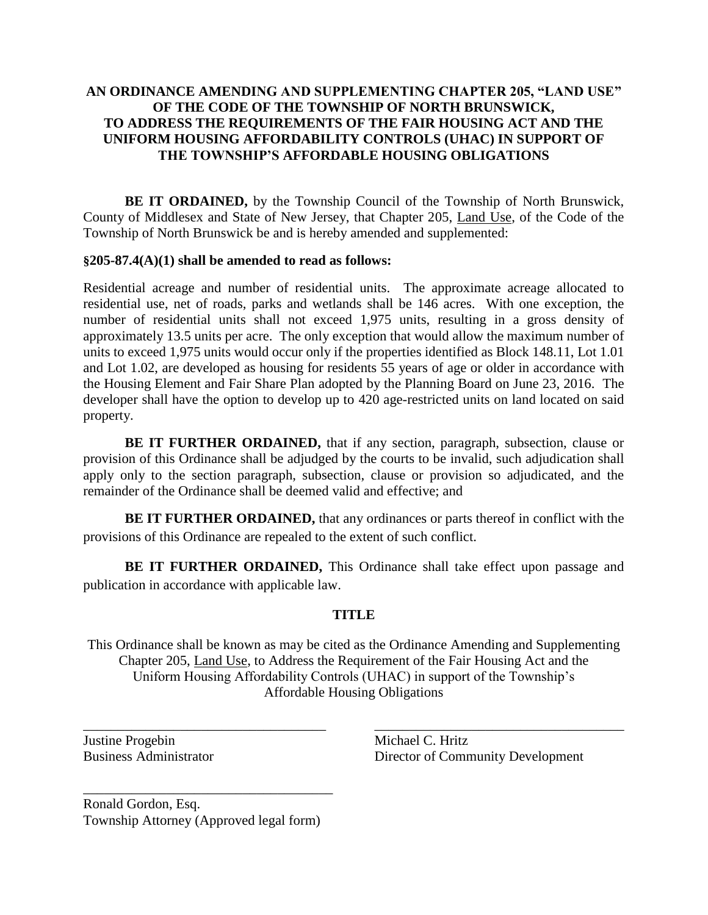**AN ORDINANCE AMENDING AND SUPPLEMENTING CHAPTER 205, "LAND USE" OF THE CODE OF THE TOWNSHIP OF NORTH BRUNSWICK, TO ADDRESS THE REQUIREMENTS OF THE FAIR HOUSING ACT AND THE UNIFORM HOUSING AFFORDABILITY CONTROLS (UHAC) IN SUPPORT OF THE TOWNSHIP'S AFFORDABLE HOUSING OBLIGATIONS**

**BE IT ORDAINED,** by the Township Council of the Township of North Brunswick, County of Middlesex and State of New Jersey, that Chapter 205, Land Use, of the Code of the Township of North Brunswick be and is hereby amended and supplemented:

**§205-87.4(A)(1) shall be amended to read as follows:**

Residential acreage and number of residential units. The approximate acreage allocated to residential use, net of roads, parks and wetlands shall be 146 acres. With one exception, the number of residential units shall not exceed 1,975 units, resulting in a gross density of approximately 13.5 units per acre. The only exception that would allow the maximum number of units to exceed 1,975 units would occur only if the properties identified as Block 148.11, Lot 1.01 and Lot 1.02, are developed as housing for residents 55 years of age or older in accordance with the Housing Element and Fair Share Plan adopted by the Planning Board on June 23, 2016. The developer shall have the option to develop up to 420 age-restricted units on land located on said property.

**BE IT FURTHER ORDAINED,** that if any section, paragraph, subsection, clause or provision of this Ordinance shall be adjudged by the courts to be invalid, such adjudication shall apply only to the section paragraph, subsection, clause or provision so adjudicated, and the remainder of the Ordinance shall be deemed valid and effective; and

**BE IT FURTHER ORDAINED,** that any ordinances or parts thereof in conflict with the provisions of this Ordinance are repealed to the extent of such conflict.

**BE IT FURTHER ORDAINED,** This Ordinance shall take effect upon passage and publication in accordance with applicable law.

**TITLE**

This Ordinance shall be known as may be cited as the Ordinance Amending and Supplementing Chapter 205, Land Use, to Address the Requirement of the Fair Housing Act and the Uniform Housing Affordability Controls (UHAC) in support of the Township's Affordable Housing Obligations

\_\_\_\_\_\_\_\_\_\_\_\_\_\_\_\_\_\_\_\_\_\_\_\_\_\_\_\_\_\_\_\_\_\_\_\_
Justine Progebin
Business Administrator

\_\_\_\_\_\_\_\_\_\_\_\_\_\_\_\_\_\_\_\_\_\_\_\_\_\_\_\_\_\_\_\_\_\_\_\_
Michael C. Hritz
Director of Community Development

\_\_\_\_\_\_\_\_\_\_\_\_\_\_\_\_\_\_\_\_\_\_\_\_\_\_\_\_\_\_\_\_\_\_\_\_
Ronald Gordon, Esq.
Township Attorney (Approved legal form)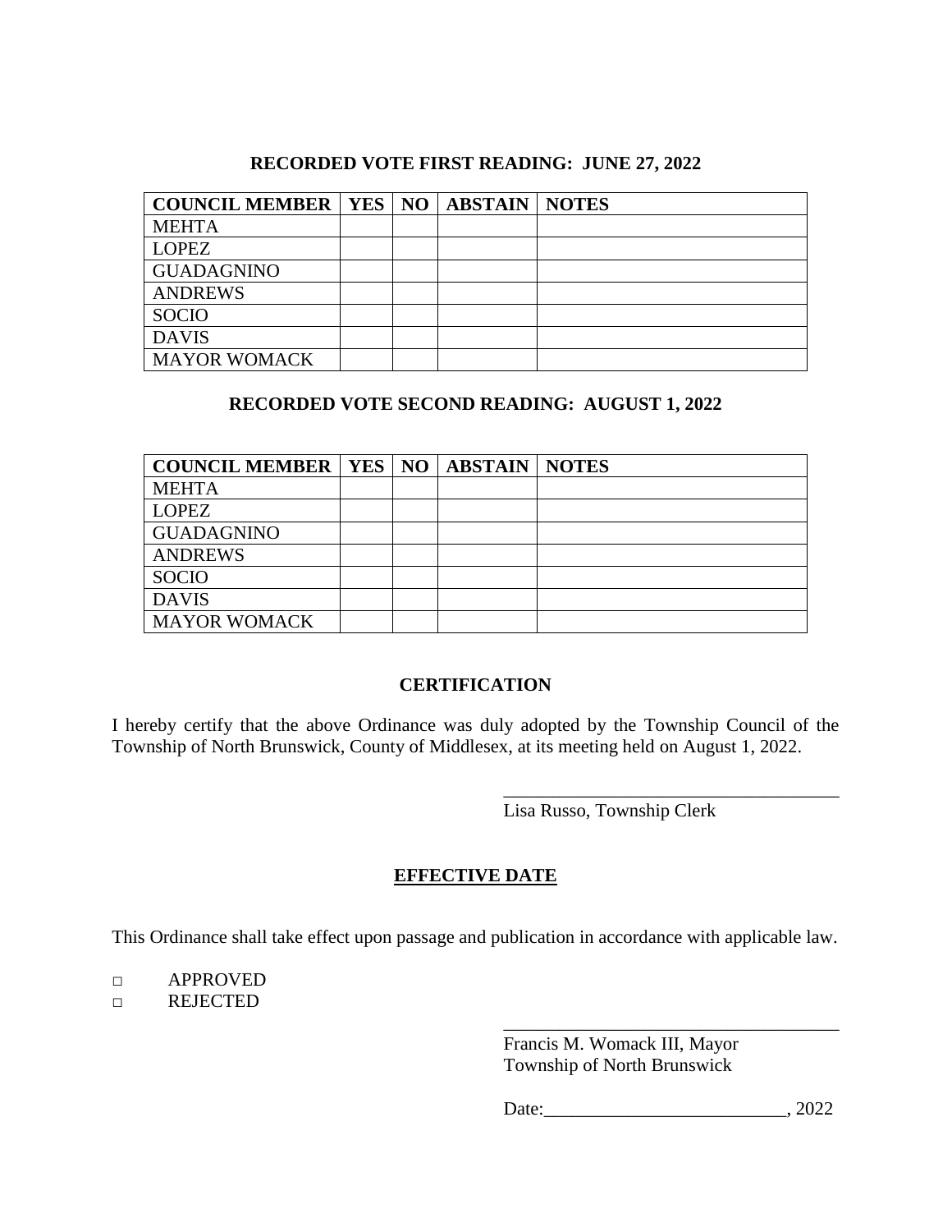**RECORDED VOTE FIRST READING: JUNE 27, 2022**

| COUNCIL MEMBER | YES | NO | ABSTAIN | NOTES |
|---|---|---|---|---|
| MEHTA | | | | |
| LOPEZ | | | | |
| GUADAGNINO | | | | |
| ANDREWS | | | | |
| SOCIO | | | | |
| DAVIS | | | | |
| MAYOR WOMACK | | | | |

**RECORDED VOTE SECOND READING: AUGUST 1, 2022**

| COUNCIL MEMBER | YES | NO | ABSTAIN | NOTES |
|---|---|---|---|---|
| MEHTA | | | | |
| LOPEZ | | | | |
| GUADAGNINO | | | | |
| ANDREWS | | | | |
| SOCIO | | | | |
| DAVIS | | | | |
| MAYOR WOMACK | | | | |

**CERTIFICATION**

I hereby certify that the above Ordinance was duly adopted by the Township Council of the Township of North Brunswick, County of Middlesex, at its meeting held on August 1, 2022.

_____________________________________
Lisa Russo, Township Clerk

**EFFECTIVE DATE**

This Ordinance shall take effect upon passage and publication in accordance with applicable law.

□ APPROVED
□ REJECTED

_____________________________________
Francis M. Womack III, Mayor
Township of North Brunswick

Date:__________________________, 2022